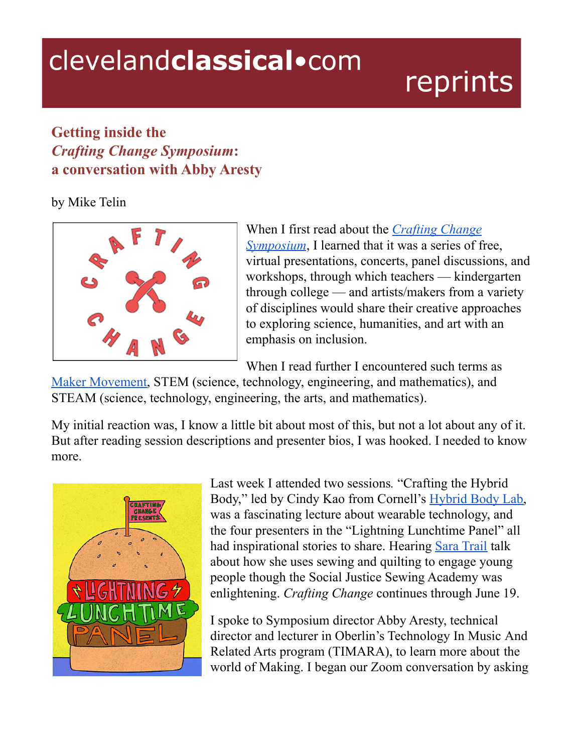# Getting inside the *Crafting Change Symposium*: a conversation with Abby Aresty

by Mike Telin

When I first read about the *Crafting Change Symposium*, I learned that it was a series of free, virtual presentations, concerts, panel discussions, and workshops, through which teachers — kindergarten through college — and artists/makers from a variety of disciplines would share their creative approaches to exploring science, humanities, and art with an emphasis on inclusion.

When I read further I encountered such terms as Maker Movement, STEM (science, technology, engineering, and mathematics), and STEAM (science, technology, engineering, the arts, and mathematics).

My initial reaction was, I know a little bit about most of this, but not a lot about any of it. But after reading session descriptions and presenter bios, I was hooked. I needed to know more.

Last week I attended two sessions. "Crafting the Hybrid Body," led by Cindy Kao from Cornell's Hybrid Body Lab, was a fascinating lecture about wearable technology, and the four presenters in the "Lightning Lunchtime Panel" all had inspirational stories to share. Hearing Sara Trail talk about how she uses sewing and quilting to engage young people though the Social Justice Sewing Academy was enlightening. *Crafting Change* continues through June 19.

I spoke to Symposium director Abby Aresty, technical director and lecturer in Oberlin's Technology In Music And Related Arts program (TIMARA), to learn more about the world of Making. I began our Zoom conversation by asking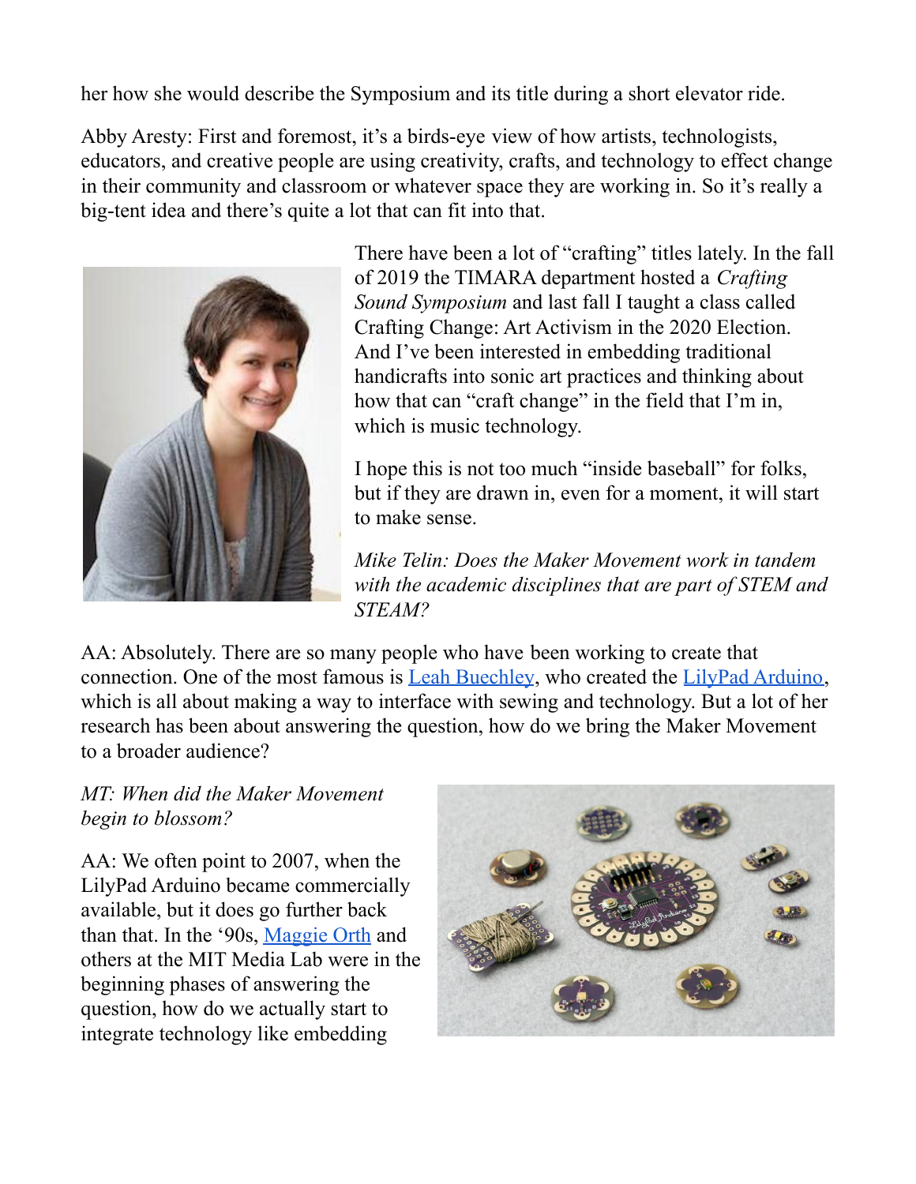her how she would describe the Symposium and its title during a short elevator ride.

Abby Aresty: First and foremost, it's a birds-eye view of how artists, technologists, educators, and creative people are using creativity, crafts, and technology to effect change in their community and classroom or whatever space they are working in. So it's really a big-tent idea and there's quite a lot that can fit into that.

There have been a lot of "crafting" titles lately. In the fall of 2019 the TIMARA department hosted a *Crafting Sound Symposium* and last fall I taught a class called Crafting Change: Art Activism in the 2020 Election. And I've been interested in embedding traditional handicrafts into sonic art practices and thinking about how that can "craft change" in the field that I'm in, which is music technology.

I hope this is not too much "inside baseball" for folks, but if they are drawn in, even for a moment, it will start to make sense.

*Mike Telin: Does the Maker Movement work in tandem with the academic disciplines that are part of STEM and STEAM?*

AA: Absolutely. There are so many people who have been working to create that connection. One of the most famous is Leah Buechley, who created the LilyPad Arduino, which is all about making a way to interface with sewing and technology. But a lot of her research has been about answering the question, how do we bring the Maker Movement to a broader audience?

*MT: When did the Maker Movement begin to blossom?*

AA: We often point to 2007, when the LilyPad Arduino became commercially available, but it does go further back than that. In the '90s, Maggie Orth and others at the MIT Media Lab were in the beginning phases of answering the question, how do we actually start to integrate technology like embedding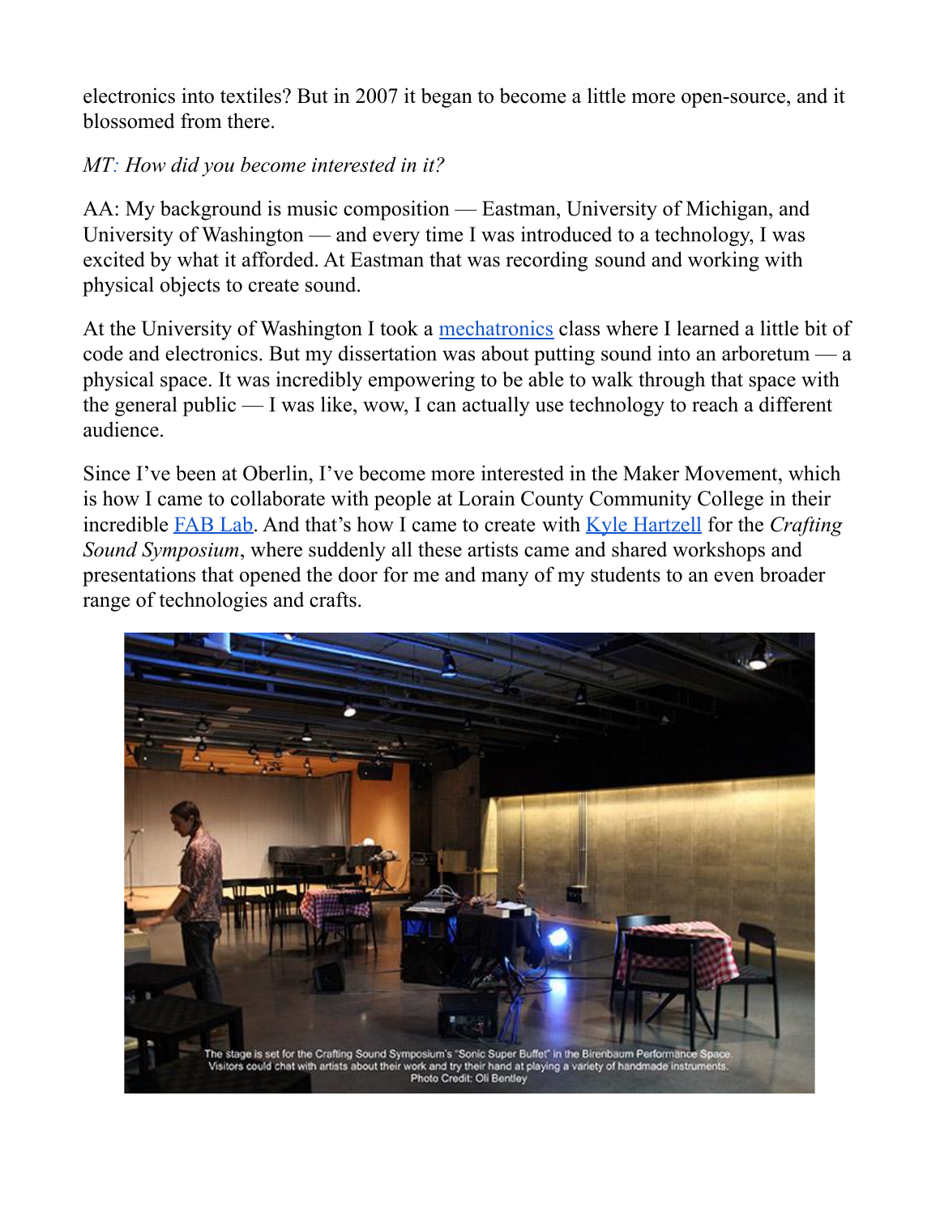electronics into textiles? But in 2007 it began to become a little more open-source, and it blossomed from there.

*MT: How did you become interested in it?*

AA: My background is music composition — Eastman, University of Michigan, and University of Washington — and every time I was introduced to a technology, I was excited by what it afforded. At Eastman that was recording sound and working with physical objects to create sound.

At the University of Washington I took a mechatronics class where I learned a little bit of code and electronics. But my dissertation was about putting sound into an arboretum — a physical space. It was incredibly empowering to be able to walk through that space with the general public — I was like, wow, I can actually use technology to reach a different audience.

Since I've been at Oberlin, I've become more interested in the Maker Movement, which is how I came to collaborate with people at Lorain County Community College in their incredible FAB Lab. And that's how I came to create with Kyle Hartzell for the *Crafting Sound Symposium*, where suddenly all these artists came and shared workshops and presentations that opened the door for me and many of my students to an even broader range of technologies and crafts.

The stage is set for the Crafting Sound Symposium's "Sonic Super Buffet" in the Birenbaum Performance Space. Visitors could chat with artists about their work and try their hand at playing a variety of handmade instruments. Photo Credit: Oli Bentley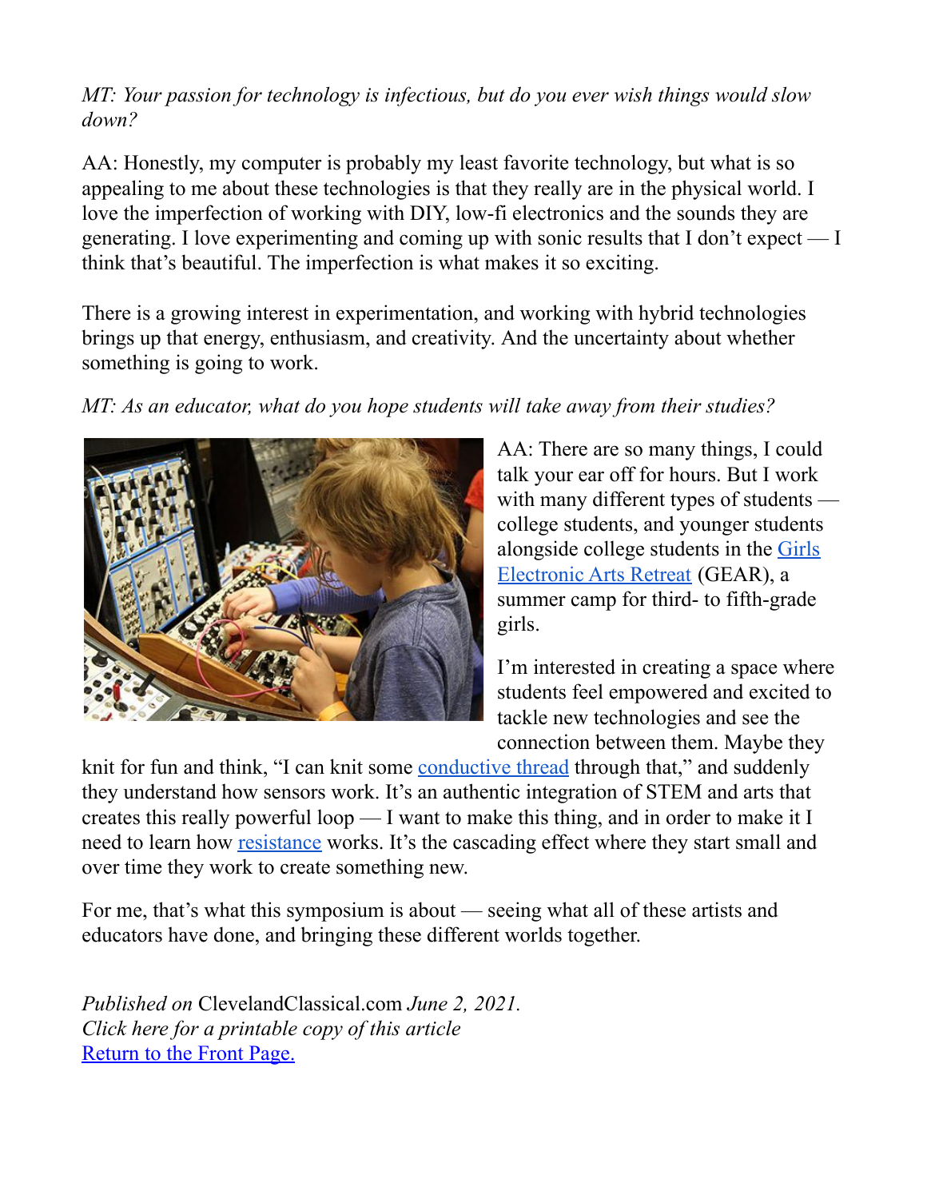*MT: Your passion for technology is infectious, but do you ever wish things would slow down?*

AA: Honestly, my computer is probably my least favorite technology, but what is so appealing to me about these technologies is that they really are in the physical world. I love the imperfection of working with DIY, low-fi electronics and the sounds they are generating. I love experimenting and coming up with sonic results that I don't expect — I think that's beautiful. The imperfection is what makes it so exciting.

There is a growing interest in experimentation, and working with hybrid technologies brings up that energy, enthusiasm, and creativity. And the uncertainty about whether something is going to work.

*MT: As an educator, what do you hope students will take away from their studies?*

AA: There are so many things, I could talk your ear off for hours. But I work with many different types of students — college students, and younger students alongside college students in the [Girls Electronic Arts Retreat](#) (GEAR), a summer camp for third- to fifth-grade girls.

I'm interested in creating a space where students feel empowered and excited to tackle new technologies and see the connection between them. Maybe they knit for fun and think, "I can knit some [conductive thread](#) through that," and suddenly they understand how sensors work. It's an authentic integration of STEM and arts that creates this really powerful loop — I want to make this thing, and in order to make it I need to learn how [resistance](#) works. It's the cascading effect where they start small and over time they work to create something new.

For me, that's what this symposium is about — seeing what all of these artists and educators have done, and bringing these different worlds together.

*Published on* ClevelandClassical.com *June 2, 2021.*
*Click here for a printable copy of this article*
[Return to the Front Page.](#)